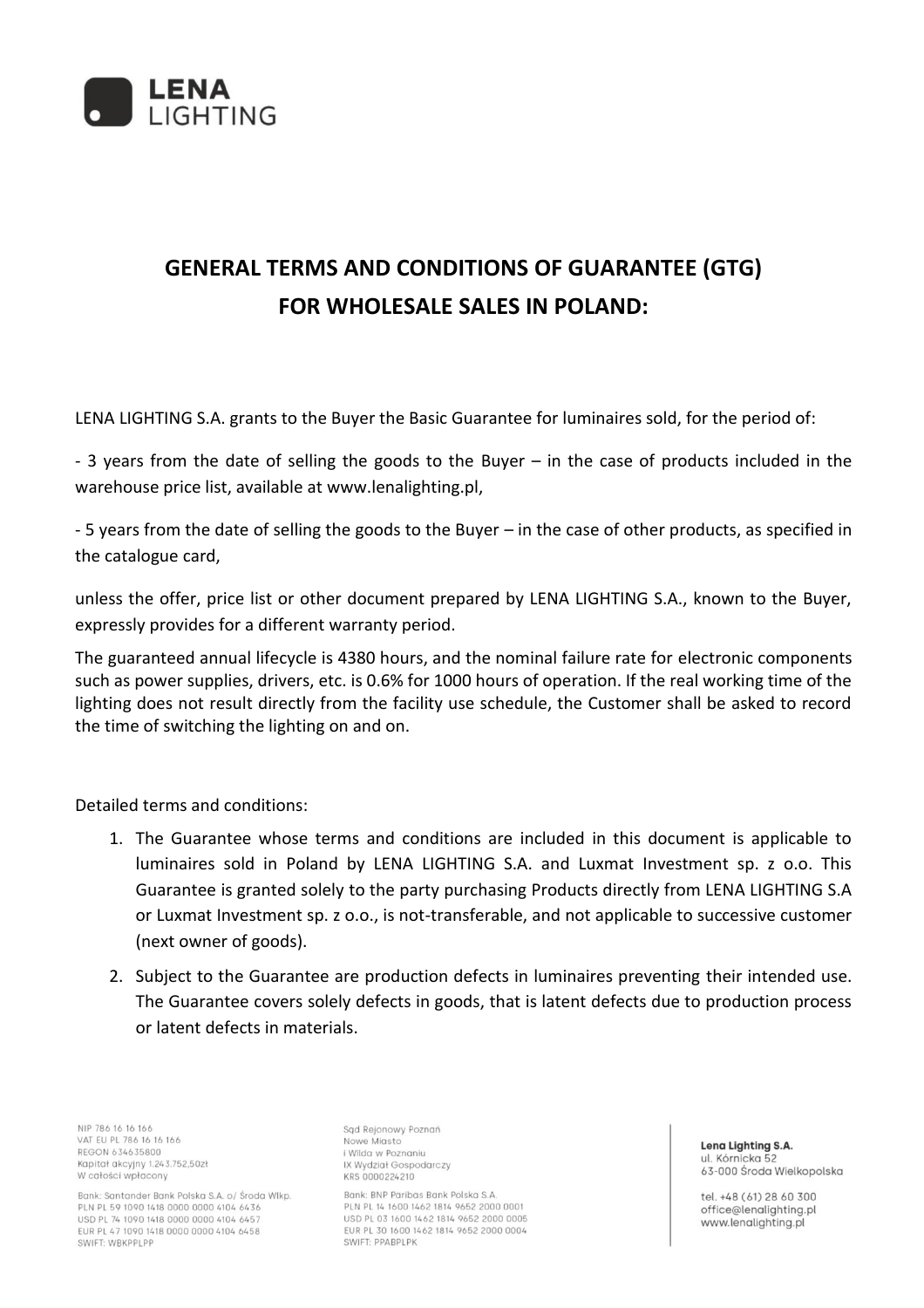# GENERAL TERMS AND CONDITIONS OF GUARANTEE (GTG) FOR WHOLESALE SALES IN POLAND:

LENA LIGHTING S.A. grants to the Buyer the Basic Guarantee for luminaires sold, for the period of:

- 3 years from the date of selling the goods to the Buyer – in the case of products included in the warehouse price list, available at www.lenalighting.pl,

- 5 years from the date of selling the goods to the Buyer – in the case of other products, as specified in the catalogue card,

unless the offer, price list or other document prepared by LENA LIGHTING S.A., known to the Buyer, expressly provides for a different warranty period.

The guaranteed annual lifecycle is 4380 hours, and the nominal failure rate for electronic components such as power supplies, drivers, etc. is 0.6% for 1000 hours of operation. If the real working time of the lighting does not result directly from the facility use schedule, the Customer shall be asked to record the time of switching the lighting on and on.

Detailed terms and conditions:

1. The Guarantee whose terms and conditions are included in this document is applicable to luminaires sold in Poland by LENA LIGHTING S.A. and Luxmat Investment sp. z o.o. This Guarantee is granted solely to the party purchasing Products directly from LENA LIGHTING S.A or Luxmat Investment sp. z o.o., is not-transferable, and not applicable to successive customer (next owner of goods).
2. Subject to the Guarantee are production defects in luminaires preventing their intended use. The Guarantee covers solely defects in goods, that is latent defects due to production process or latent defects in materials.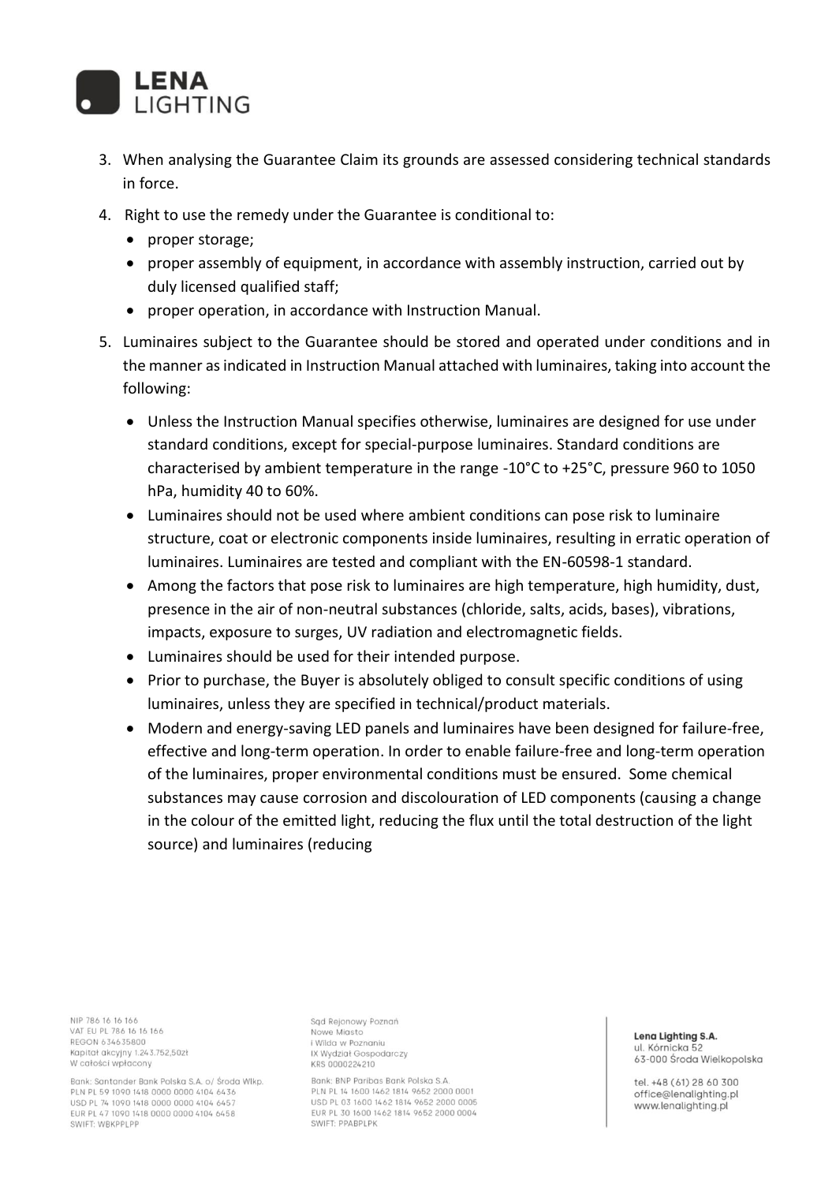3. When analysing the Guarantee Claim its grounds are assessed considering technical standards in force.
4. Right to use the remedy under the Guarantee is conditional to:
   - proper storage;
   - proper assembly of equipment, in accordance with assembly instruction, carried out by duly licensed qualified staff;
   - proper operation, in accordance with Instruction Manual.
5. Luminaires subject to the Guarantee should be stored and operated under conditions and in the manner as indicated in Instruction Manual attached with luminaires, taking into account the following:
   - Unless the Instruction Manual specifies otherwise, luminaires are designed for use under standard conditions, except for special-purpose luminaires. Standard conditions are characterised by ambient temperature in the range -10°C to +25°C, pressure 960 to 1050 hPa, humidity 40 to 60%.
   - Luminaires should not be used where ambient conditions can pose risk to luminaire structure, coat or electronic components inside luminaires, resulting in erratic operation of luminaires. Luminaires are tested and compliant with the EN-60598-1 standard.
   - Among the factors that pose risk to luminaires are high temperature, high humidity, dust, presence in the air of non-neutral substances (chloride, salts, acids, bases), vibrations, impacts, exposure to surges, UV radiation and electromagnetic fields.
   - Luminaires should be used for their intended purpose.
   - Prior to purchase, the Buyer is absolutely obliged to consult specific conditions of using luminaires, unless they are specified in technical/product materials.
   - Modern and energy-saving LED panels and luminaires have been designed for failure-free, effective and long-term operation. In order to enable failure-free and long-term operation of the luminaires, proper environmental conditions must be ensured. Some chemical substances may cause corrosion and discolouration of LED components (causing a change in the colour of the emitted light, reducing the flux until the total destruction of the light source) and luminaires (reducing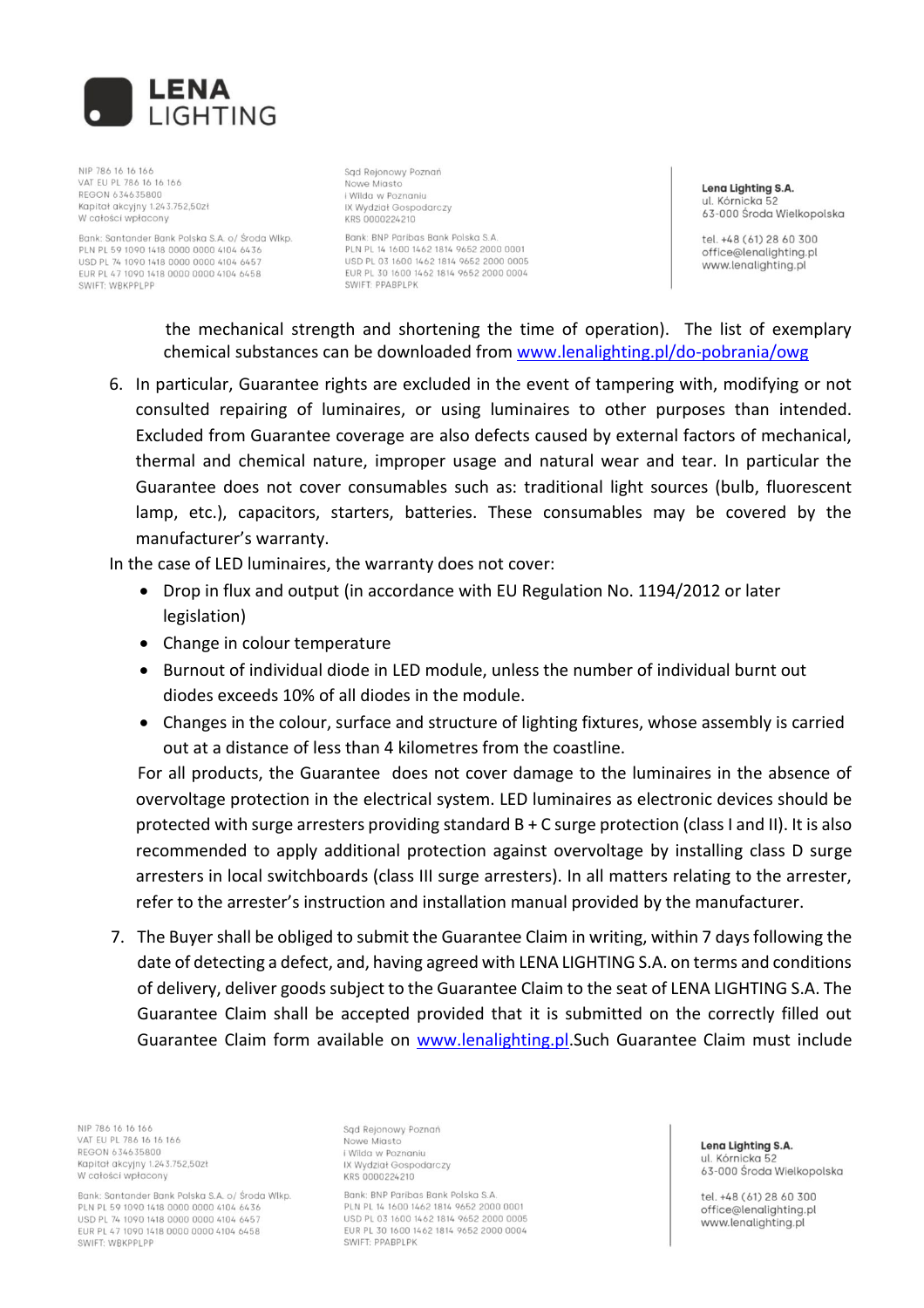the mechanical strength and shortening the time of operation). The list of exemplary chemical substances can be downloaded from [www.lenalighting.pl/do-pobrania/owg](www.lenalighting.pl/do-pobrania/owg)

6. In particular, Guarantee rights are excluded in the event of tampering with, modifying or not consulted repairing of luminaires, or using luminaires to other purposes than intended. Excluded from Guarantee coverage are also defects caused by external factors of mechanical, thermal and chemical nature, improper usage and natural wear and tear. In particular the Guarantee does not cover consumables such as: traditional light sources (bulb, fluorescent lamp, etc.), capacitors, starters, batteries. These consumables may be covered by the manufacturer's warranty.

In the case of LED luminaires, the warranty does not cover:

- Drop in flux and output (in accordance with EU Regulation No. 1194/2012 or later legislation)
- Change in colour temperature
- Burnout of individual diode in LED module, unless the number of individual burnt out diodes exceeds 10% of all diodes in the module.
- Changes in the colour, surface and structure of lighting fixtures, whose assembly is carried out at a distance of less than 4 kilometres from the coastline.

For all products, the Guarantee does not cover damage to the luminaires in the absence of overvoltage protection in the electrical system. LED luminaires as electronic devices should be protected with surge arresters providing standard B + C surge protection (class I and II). It is also recommended to apply additional protection against overvoltage by installing class D surge arresters in local switchboards (class III surge arresters). In all matters relating to the arrester, refer to the arrester's instruction and installation manual provided by the manufacturer.

7. The Buyer shall be obliged to submit the Guarantee Claim in writing, within 7 days following the date of detecting a defect, and, having agreed with LENA LIGHTING S.A. on terms and conditions of delivery, deliver goods subject to the Guarantee Claim to the seat of LENA LIGHTING S.A. The Guarantee Claim shall be accepted provided that it is submitted on the correctly filled out Guarantee Claim form available on [www.lenalighting.pl](www.lenalighting.pl).Such Guarantee Claim must include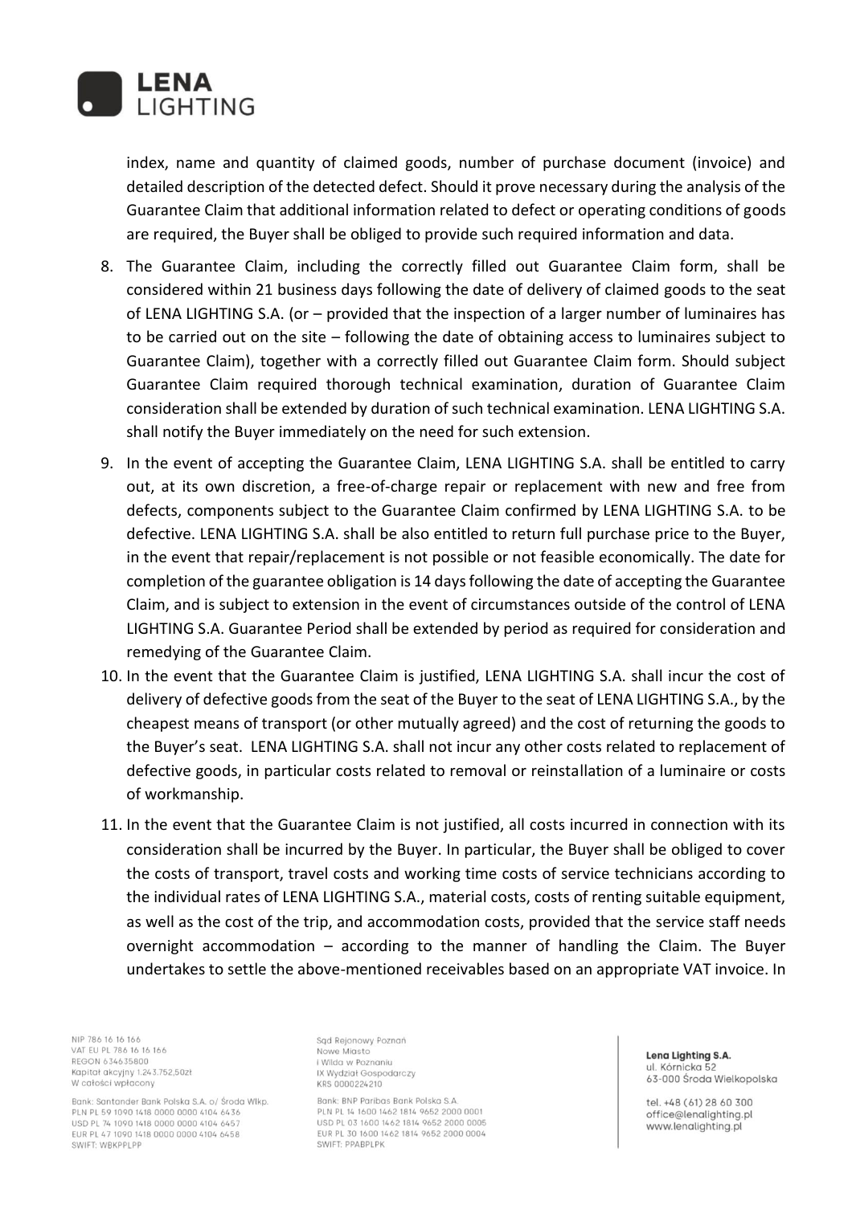index, name and quantity of claimed goods, number of purchase document (invoice) and detailed description of the detected defect. Should it prove necessary during the analysis of the Guarantee Claim that additional information related to defect or operating conditions of goods are required, the Buyer shall be obliged to provide such required information and data.

8. The Guarantee Claim, including the correctly filled out Guarantee Claim form, shall be considered within 21 business days following the date of delivery of claimed goods to the seat of LENA LIGHTING S.A. (or – provided that the inspection of a larger number of luminaires has to be carried out on the site – following the date of obtaining access to luminaires subject to Guarantee Claim), together with a correctly filled out Guarantee Claim form. Should subject Guarantee Claim required thorough technical examination, duration of Guarantee Claim consideration shall be extended by duration of such technical examination. LENA LIGHTING S.A. shall notify the Buyer immediately on the need for such extension.
9. In the event of accepting the Guarantee Claim, LENA LIGHTING S.A. shall be entitled to carry out, at its own discretion, a free-of-charge repair or replacement with new and free from defects, components subject to the Guarantee Claim confirmed by LENA LIGHTING S.A. to be defective. LENA LIGHTING S.A. shall be also entitled to return full purchase price to the Buyer, in the event that repair/replacement is not possible or not feasible economically. The date for completion of the guarantee obligation is 14 days following the date of accepting the Guarantee Claim, and is subject to extension in the event of circumstances outside of the control of LENA LIGHTING S.A. Guarantee Period shall be extended by period as required for consideration and remedying of the Guarantee Claim.
10. In the event that the Guarantee Claim is justified, LENA LIGHTING S.A. shall incur the cost of delivery of defective goods from the seat of the Buyer to the seat of LENA LIGHTING S.A., by the cheapest means of transport (or other mutually agreed) and the cost of returning the goods to the Buyer's seat. LENA LIGHTING S.A. shall not incur any other costs related to replacement of defective goods, in particular costs related to removal or reinstallation of a luminaire or costs of workmanship.
11. In the event that the Guarantee Claim is not justified, all costs incurred in connection with its consideration shall be incurred by the Buyer. In particular, the Buyer shall be obliged to cover the costs of transport, travel costs and working time costs of service technicians according to the individual rates of LENA LIGHTING S.A., material costs, costs of renting suitable equipment, as well as the cost of the trip, and accommodation costs, provided that the service staff needs overnight accommodation – according to the manner of handling the Claim. The Buyer undertakes to settle the above-mentioned receivables based on an appropriate VAT invoice. In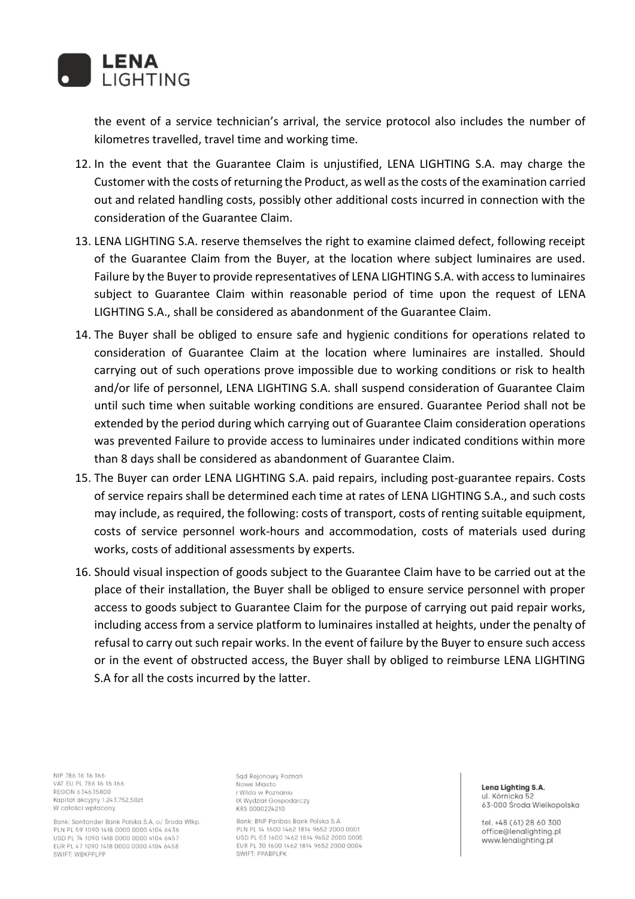the event of a service technician's arrival, the service protocol also includes the number of kilometres travelled, travel time and working time.

12. In the event that the Guarantee Claim is unjustified, LENA LIGHTING S.A. may charge the Customer with the costs of returning the Product, as well as the costs of the examination carried out and related handling costs, possibly other additional costs incurred in connection with the consideration of the Guarantee Claim.
13. LENA LIGHTING S.A. reserve themselves the right to examine claimed defect, following receipt of the Guarantee Claim from the Buyer, at the location where subject luminaires are used. Failure by the Buyer to provide representatives of LENA LIGHTING S.A. with access to luminaires subject to Guarantee Claim within reasonable period of time upon the request of LENA LIGHTING S.A., shall be considered as abandonment of the Guarantee Claim.
14. The Buyer shall be obliged to ensure safe and hygienic conditions for operations related to consideration of Guarantee Claim at the location where luminaires are installed. Should carrying out of such operations prove impossible due to working conditions or risk to health and/or life of personnel, LENA LIGHTING S.A. shall suspend consideration of Guarantee Claim until such time when suitable working conditions are ensured. Guarantee Period shall not be extended by the period during which carrying out of Guarantee Claim consideration operations was prevented Failure to provide access to luminaires under indicated conditions within more than 8 days shall be considered as abandonment of Guarantee Claim.
15. The Buyer can order LENA LIGHTING S.A. paid repairs, including post-guarantee repairs. Costs of service repairs shall be determined each time at rates of LENA LIGHTING S.A., and such costs may include, as required, the following: costs of transport, costs of renting suitable equipment, costs of service personnel work-hours and accommodation, costs of materials used during works, costs of additional assessments by experts.
16. Should visual inspection of goods subject to the Guarantee Claim have to be carried out at the place of their installation, the Buyer shall be obliged to ensure service personnel with proper access to goods subject to Guarantee Claim for the purpose of carrying out paid repair works, including access from a service platform to luminaires installed at heights, under the penalty of refusal to carry out such repair works. In the event of failure by the Buyer to ensure such access or in the event of obstructed access, the Buyer shall by obliged to reimburse LENA LIGHTING S.A for all the costs incurred by the latter.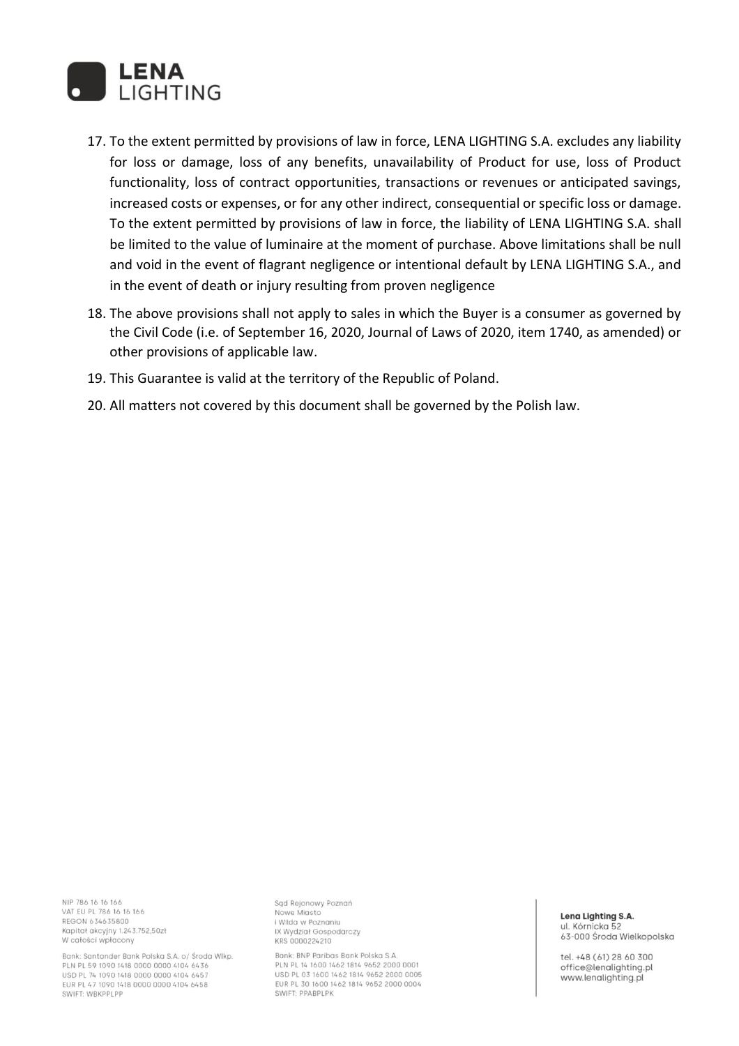17. To the extent permitted by provisions of law in force, LENA LIGHTING S.A. excludes any liability for loss or damage, loss of any benefits, unavailability of Product for use, loss of Product functionality, loss of contract opportunities, transactions or revenues or anticipated savings, increased costs or expenses, or for any other indirect, consequential or specific loss or damage. To the extent permitted by provisions of law in force, the liability of LENA LIGHTING S.A. shall be limited to the value of luminaire at the moment of purchase. Above limitations shall be null and void in the event of flagrant negligence or intentional default by LENA LIGHTING S.A., and in the event of death or injury resulting from proven negligence
18. The above provisions shall not apply to sales in which the Buyer is a consumer as governed by the Civil Code (i.e. of September 16, 2020, Journal of Laws of 2020, item 1740, as amended) or other provisions of applicable law.
19. This Guarantee is valid at the territory of the Republic of Poland.
20. All matters not covered by this document shall be governed by the Polish law.